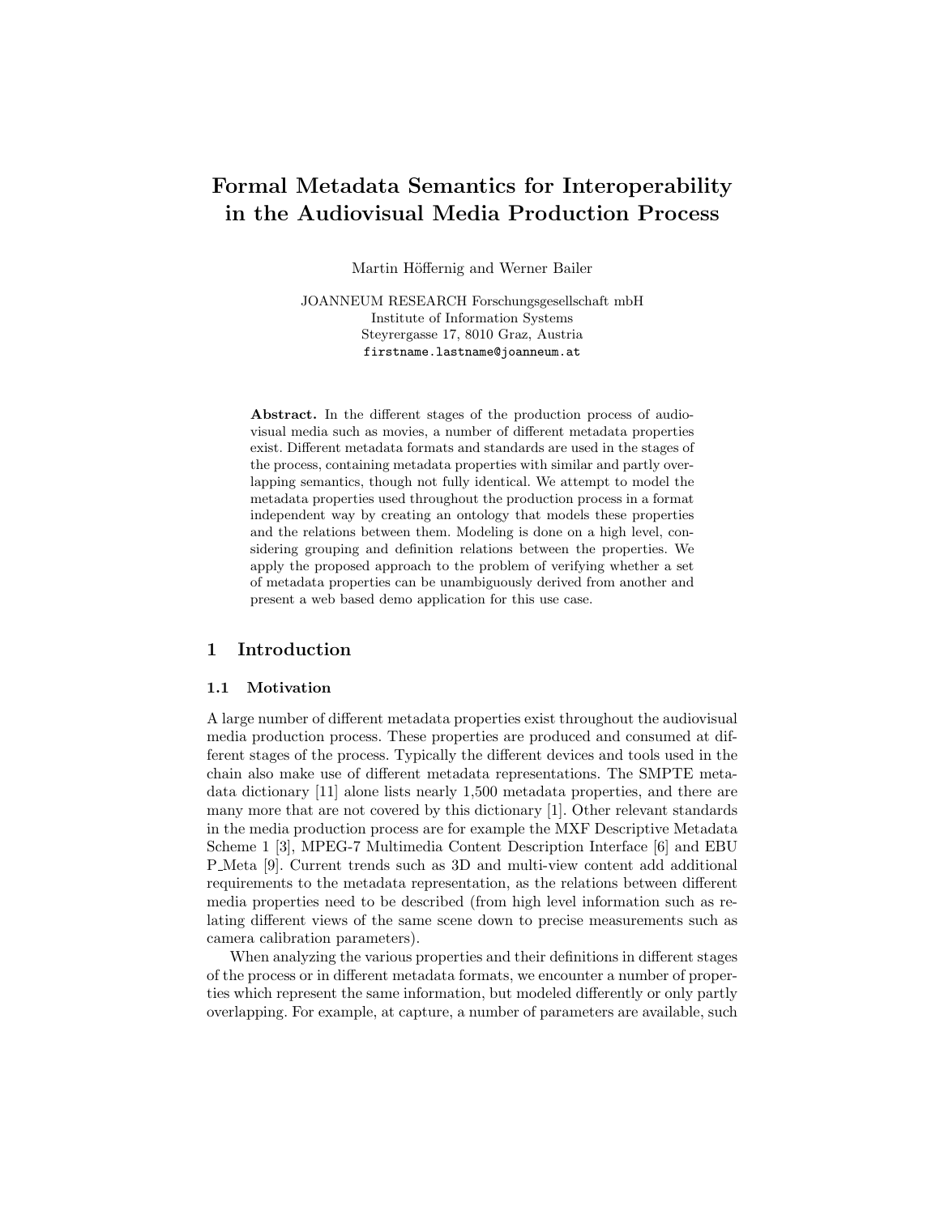# Formal Metadata Semantics for Interoperability in the Audiovisual Media Production Process

Martin Höffernig and Werner Bailer

JOANNEUM RESEARCH Forschungsgesellschaft mbH
Institute of Information Systems
Steyrergasse 17, 8010 Graz, Austria
firstname.lastname@joanneum.at

**Abstract.** In the different stages of the production process of audiovisual media such as movies, a number of different metadata properties exist. Different metadata formats and standards are used in the stages of the process, containing metadata properties with similar and partly overlapping semantics, though not fully identical. We attempt to model the metadata properties used throughout the production process in a format independent way by creating an ontology that models these properties and the relations between them. Modeling is done on a high level, considering grouping and definition relations between the properties. We apply the proposed approach to the problem of verifying whether a set of metadata properties can be unambiguously derived from another and present a web based demo application for this use case.

## 1 Introduction

### 1.1 Motivation

A large number of different metadata properties exist throughout the audiovisual media production process. These properties are produced and consumed at different stages of the process. Typically the different devices and tools used in the chain also make use of different metadata representations. The SMPTE metadata dictionary [11] alone lists nearly 1,500 metadata properties, and there are many more that are not covered by this dictionary [1]. Other relevant standards in the media production process are for example the MXF Descriptive Metadata Scheme 1 [3], MPEG-7 Multimedia Content Description Interface [6] and EBU P_Meta [9]. Current trends such as 3D and multi-view content add additional requirements to the metadata representation, as the relations between different media properties need to be described (from high level information such as relating different views of the same scene down to precise measurements such as camera calibration parameters).

When analyzing the various properties and their definitions in different stages of the process or in different metadata formats, we encounter a number of properties which represent the same information, but modeled differently or only partly overlapping. For example, at capture, a number of parameters are available, such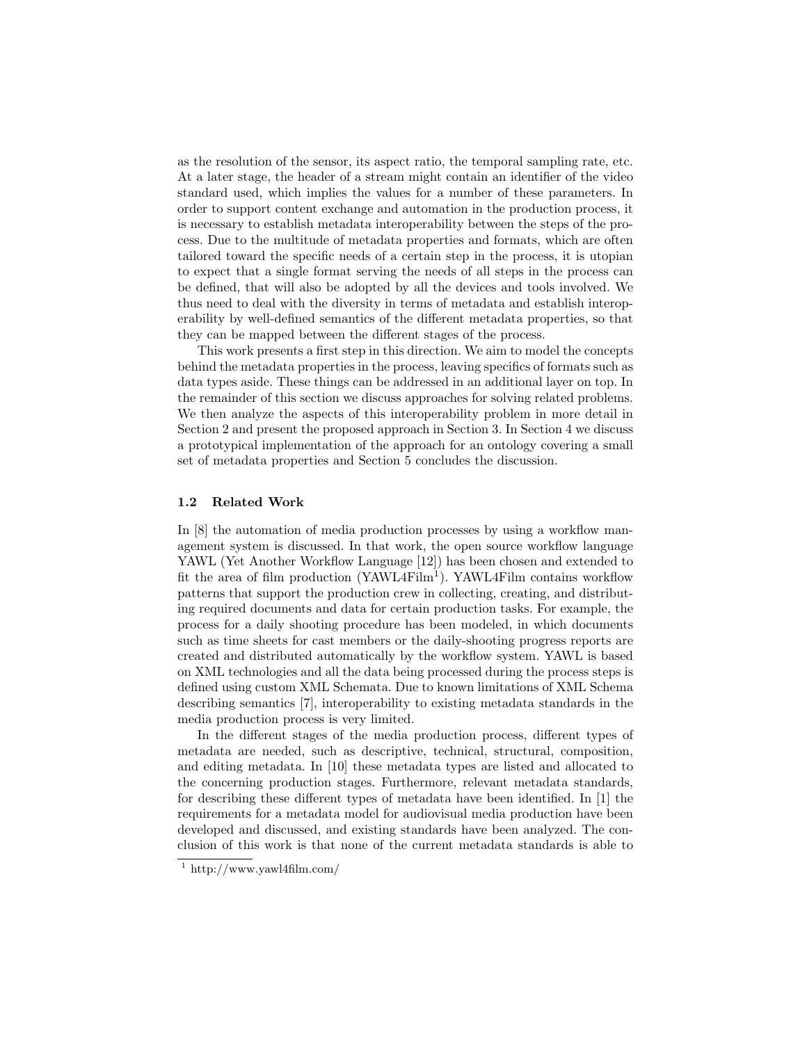as the resolution of the sensor, its aspect ratio, the temporal sampling rate, etc. At a later stage, the header of a stream might contain an identifier of the video standard used, which implies the values for a number of these parameters. In order to support content exchange and automation in the production process, it is necessary to establish metadata interoperability between the steps of the process. Due to the multitude of metadata properties and formats, which are often tailored toward the specific needs of a certain step in the process, it is utopian to expect that a single format serving the needs of all steps in the process can be defined, that will also be adopted by all the devices and tools involved. We thus need to deal with the diversity in terms of metadata and establish interoperability by well-defined semantics of the different metadata properties, so that they can be mapped between the different stages of the process.

This work presents a first step in this direction. We aim to model the concepts behind the metadata properties in the process, leaving specifics of formats such as data types aside. These things can be addressed in an additional layer on top. In the remainder of this section we discuss approaches for solving related problems. We then analyze the aspects of this interoperability problem in more detail in Section 2 and present the proposed approach in Section 3. In Section 4 we discuss a prototypical implementation of the approach for an ontology covering a small set of metadata properties and Section 5 concludes the discussion.

### 1.2 Related Work

In [8] the automation of media production processes by using a workflow management system is discussed. In that work, the open source workflow language YAWL (Yet Another Workflow Language [12]) has been chosen and extended to fit the area of film production (YAWL4Film[1]). YAWL4Film contains workflow patterns that support the production crew in collecting, creating, and distributing required documents and data for certain production tasks. For example, the process for a daily shooting procedure has been modeled, in which documents such as time sheets for cast members or the daily-shooting progress reports are created and distributed automatically by the workflow system. YAWL is based on XML technologies and all the data being processed during the process steps is defined using custom XML Schemata. Due to known limitations of XML Schema describing semantics [7], interoperability to existing metadata standards in the media production process is very limited.

In the different stages of the media production process, different types of metadata are needed, such as descriptive, technical, structural, composition, and editing metadata. In [10] these metadata types are listed and allocated to the concerning production stages. Furthermore, relevant metadata standards, for describing these different types of metadata have been identified. In [1] the requirements for a metadata model for audiovisual media production have been developed and discussed, and existing standards have been analyzed. The conclusion of this work is that none of the current metadata standards is able to

[1] http://www.yawl4film.com/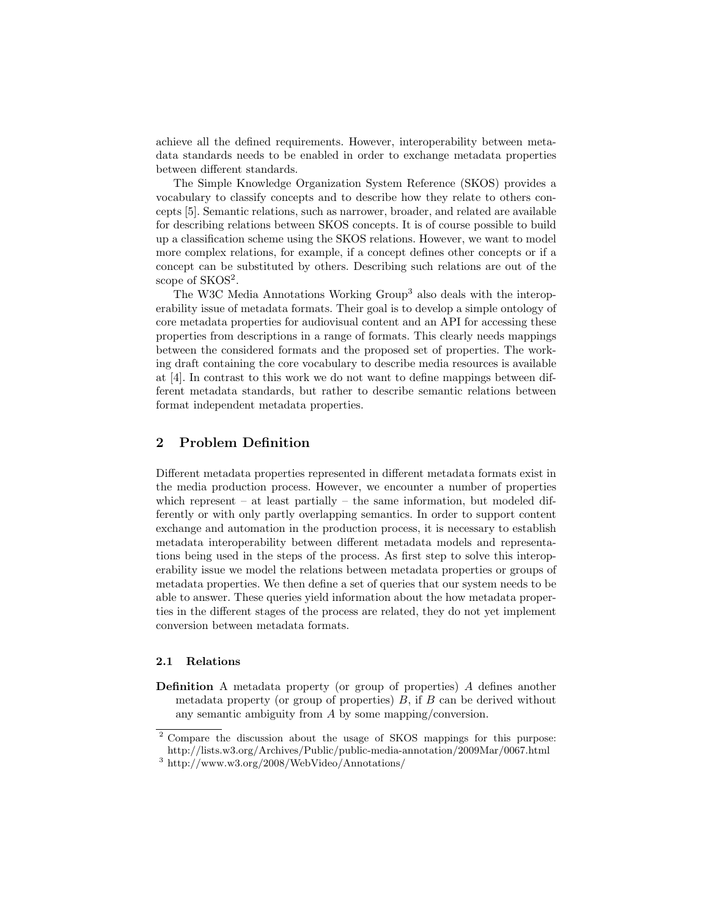achieve all the defined requirements. However, interoperability between metadata standards needs to be enabled in order to exchange metadata properties between different standards.

The Simple Knowledge Organization System Reference (SKOS) provides a vocabulary to classify concepts and to describe how they relate to others concepts [5]. Semantic relations, such as narrower, broader, and related are available for describing relations between SKOS concepts. It is of course possible to build up a classification scheme using the SKOS relations. However, we want to model more complex relations, for example, if a concept defines other concepts or if a concept can be substituted by others. Describing such relations are out of the scope of SKOS[2].

The W3C Media Annotations Working Group[3] also deals with the interoperability issue of metadata formats. Their goal is to develop a simple ontology of core metadata properties for audiovisual content and an API for accessing these properties from descriptions in a range of formats. This clearly needs mappings between the considered formats and the proposed set of properties. The working draft containing the core vocabulary to describe media resources is available at [4]. In contrast to this work we do not want to define mappings between different metadata standards, but rather to describe semantic relations between format independent metadata properties.

## 2 Problem Definition

Different metadata properties represented in different metadata formats exist in the media production process. However, we encounter a number of properties which represent – at least partially – the same information, but modeled differently or with only partly overlapping semantics. In order to support content exchange and automation in the production process, it is necessary to establish metadata interoperability between different metadata models and representations being used in the steps of the process. As first step to solve this interoperability issue we model the relations between metadata properties or groups of metadata properties. We then define a set of queries that our system needs to be able to answer. These queries yield information about the how metadata properties in the different stages of the process are related, they do not yet implement conversion between metadata formats.

### 2.1 Relations

**Definition** A metadata property (or group of properties) $A$ defines another metadata property (or group of properties) $B$, if $B$ can be derived without any semantic ambiguity from $A$ by some mapping/conversion.

[2] Compare the discussion about the usage of SKOS mappings for this purpose: http://lists.w3.org/Archives/Public/public-media-annotation/2009Mar/0067.html

[3] http://www.w3.org/2008/WebVideo/Annotations/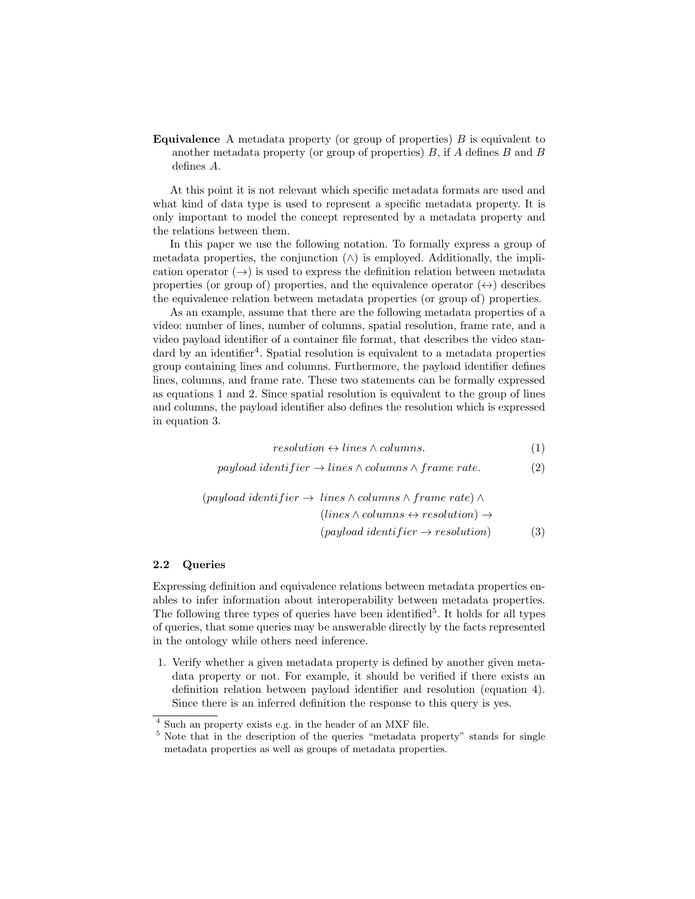**Equivalence** A metadata property (or group of properties) $B$ is equivalent to another metadata property (or group of properties) $B$, if $A$ defines $B$ and $B$ defines $A$.

At this point it is not relevant which specific metadata formats are used and what kind of data type is used to represent a specific metadata property. It is only important to model the concept represented by a metadata property and the relations between them.

In this paper we use the following notation. To formally express a group of metadata properties, the conjunction ($\wedge$) is employed. Additionally, the implication operator ($\rightarrow$) is used to express the definition relation between metadata properties (or group of) properties, and the equivalence operator ($\leftrightarrow$) describes the equivalence relation between metadata properties (or group of) properties.

As an example, assume that there are the following metadata properties of a video: number of lines, number of columns, spatial resolution, frame rate, and a video payload identifier of a container file format, that describes the video standard by an identifier[4]. Spatial resolution is equivalent to a metadata properties group containing lines and columns. Furthermore, the payload identifier defines lines, columns, and frame rate. These two statements can be formally expressed as equations 1 and 2. Since spatial resolution is equivalent to the group of lines and columns, the payload identifier also defines the resolution which is expressed in equation 3.

$$resolution \leftrightarrow lines \wedge columns. \tag{1}$$

$$payload\ identifier \rightarrow lines \wedge columns \wedge frame\ rate. \tag{2}$$

$$\begin{aligned}(payload\ identifier \rightarrow\ & lines \wedge columns \wedge frame\ rate) \wedge \\ & (lines \wedge columns \leftrightarrow resolution) \rightarrow \\ & (payload\ identifier \rightarrow resolution)\end{aligned} \tag{3}$$

### 2.2 Queries

Expressing definition and equivalence relations between metadata properties enables to infer information about interoperability between metadata properties. The following three types of queries have been identified[5]. It holds for all types of queries, that some queries may be answerable directly by the facts represented in the ontology while others need inference.

1. Verify whether a given metadata property is defined by another given metadata property or not. For example, it should be verified if there exists an definition relation between payload identifier and resolution (equation 4). Since there is an inferred definition the response to this query is yes.

[4] Such an property exists e.g. in the header of an MXF file.

[5] Note that in the description of the queries "metadata property" stands for single metadata properties as well as groups of metadata properties.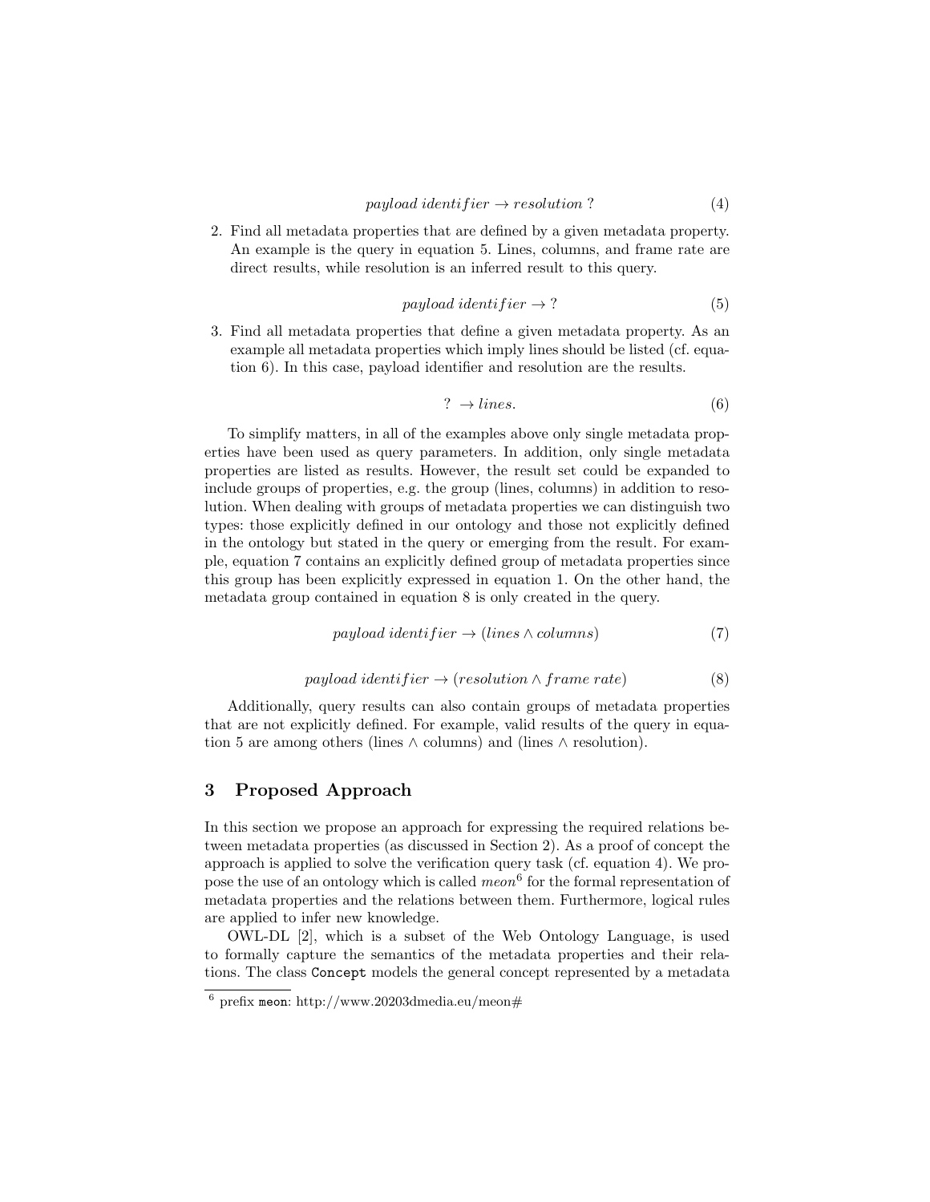$$payload\ identifier \rightarrow resolution\ ? \tag{4}$$

2. Find all metadata properties that are defined by a given metadata property. An example is the query in equation 5. Lines, columns, and frame rate are direct results, while resolution is an inferred result to this query.

$$payload\ identifier \rightarrow ? \tag{5}$$

3. Find all metadata properties that define a given metadata property. As an example all metadata properties which imply lines should be listed (cf. equation 6). In this case, payload identifier and resolution are the results.

$$?\ \rightarrow lines. \tag{6}$$

To simplify matters, in all of the examples above only single metadata properties have been used as query parameters. In addition, only single metadata properties are listed as results. However, the result set could be expanded to include groups of properties, e.g. the group (lines, columns) in addition to resolution. When dealing with groups of metadata properties we can distinguish two types: those explicitly defined in our ontology and those not explicitly defined in the ontology but stated in the query or emerging from the result. For example, equation 7 contains an explicitly defined group of metadata properties since this group has been explicitly expressed in equation 1. On the other hand, the metadata group contained in equation 8 is only created in the query.

$$payload\ identifier \rightarrow (lines \wedge columns) \tag{7}$$

$$payload\ identifier \rightarrow (resolution \wedge frame\ rate) \tag{8}$$

Additionally, query results can also contain groups of metadata properties that are not explicitly defined. For example, valid results of the query in equation 5 are among others (lines ∧ columns) and (lines ∧ resolution).

## 3 Proposed Approach

In this section we propose an approach for expressing the required relations between metadata properties (as discussed in Section 2). As a proof of concept the approach is applied to solve the verification query task (cf. equation 4). We propose the use of an ontology which is called *meon*[6] for the formal representation of metadata properties and the relations between them. Furthermore, logical rules are applied to infer new knowledge.

OWL-DL [2], which is a subset of the Web Ontology Language, is used to formally capture the semantics of the metadata properties and their relations. The class `Concept` models the general concept represented by a metadata

[6] prefix `meon`: http://www.20203dmedia.eu/meon#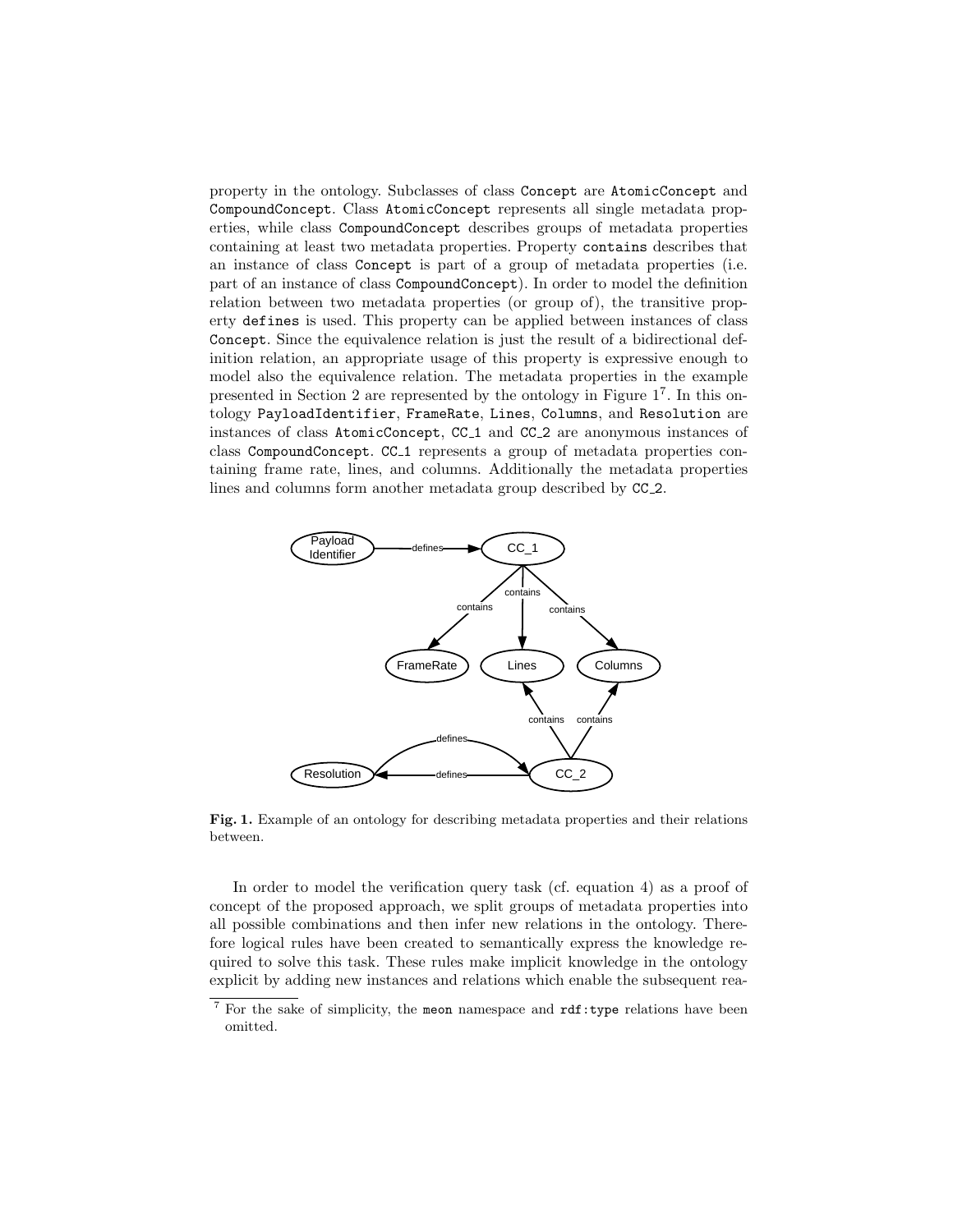property in the ontology. Subclasses of class Concept are AtomicConcept and CompoundConcept. Class AtomicConcept represents all single metadata properties, while class CompoundConcept describes groups of metadata properties containing at least two metadata properties. Property contains describes that an instance of class Concept is part of a group of metadata properties (i.e. part of an instance of class CompoundConcept). In order to model the definition relation between two metadata properties (or group of), the transitive property defines is used. This property can be applied between instances of class Concept. Since the equivalence relation is just the result of a bidirectional definition relation, an appropriate usage of this property is expressive enough to model also the equivalence relation. The metadata properties in the example presented in Section 2 are represented by the ontology in Figure 1[7]. In this ontology PayloadIdentifier, FrameRate, Lines, Columns, and Resolution are instances of class AtomicConcept, CC_1 and CC_2 are anonymous instances of class CompoundConcept. CC_1 represents a group of metadata properties containing frame rate, lines, and columns. Additionally the metadata properties lines and columns form another metadata group described by CC_2.

**Fig. 1.** Example of an ontology for describing metadata properties and their relations between.

In order to model the verification query task (cf. equation 4) as a proof of concept of the proposed approach, we split groups of metadata properties into all possible combinations and then infer new relations in the ontology. Therefore logical rules have been created to semantically express the knowledge required to solve this task. These rules make implicit knowledge in the ontology explicit by adding new instances and relations which enable the subsequent rea-

[7] For the sake of simplicity, the meon namespace and rdf:type relations have been omitted.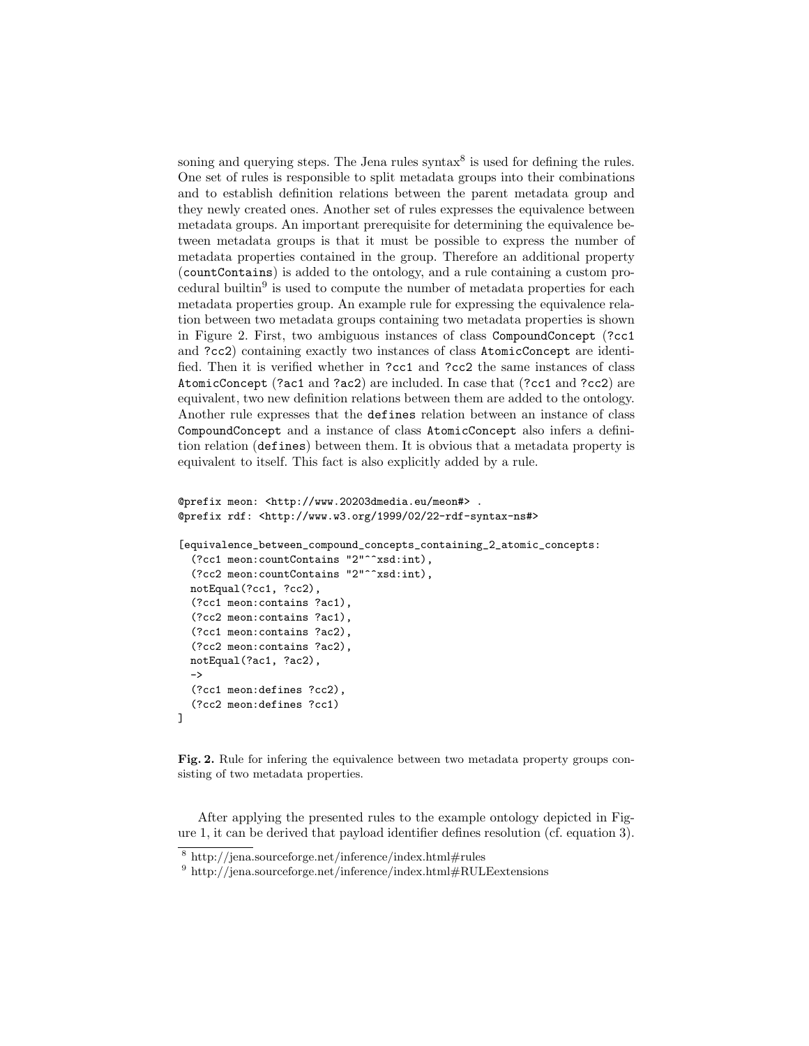soning and querying steps. The Jena rules syntax[8] is used for defining the rules. One set of rules is responsible to split metadata groups into their combinations and to establish definition relations between the parent metadata group and they newly created ones. Another set of rules expresses the equivalence between metadata groups. An important prerequisite for determining the equivalence between metadata groups is that it must be possible to express the number of metadata properties contained in the group. Therefore an additional property (`countContains`) is added to the ontology, and a rule containing a custom procedural builtin[9] is used to compute the number of metadata properties for each metadata properties group. An example rule for expressing the equivalence relation between two metadata groups containing two metadata properties is shown in Figure 2. First, two ambiguous instances of class `CompoundConcept` (`?cc1` and `?cc2`) containing exactly two instances of class `AtomicConcept` are identified. Then it is verified whether in `?cc1` and `?cc2` the same instances of class `AtomicConcept` (`?ac1` and `?ac2`) are included. In case that (`?cc1` and `?cc2`) are equivalent, two new definition relations between them are added to the ontology. Another rule expresses that the `defines` relation between an instance of class `CompoundConcept` and a instance of class `AtomicConcept` also infers a definition relation (`defines`) between them. It is obvious that a metadata property is equivalent to itself. This fact is also explicitly added by a rule.

```
@prefix meon: <http://www.20203dmedia.eu/meon#> .
@prefix rdf: <http://www.w3.org/1999/02/22-rdf-syntax-ns#>

[equivalence_between_compound_concepts_containing_2_atomic_concepts:
  (?cc1 meon:countContains "2"^^xsd:int),
  (?cc2 meon:countContains "2"^^xsd:int),
  notEqual(?cc1, ?cc2),
  (?cc1 meon:contains ?ac1),
  (?cc2 meon:contains ?ac1),
  (?cc1 meon:contains ?ac2),
  (?cc2 meon:contains ?ac2),
  notEqual(?ac1, ?ac2),
  ->
  (?cc1 meon:defines ?cc2),
  (?cc2 meon:defines ?cc1)
]
```

**Fig. 2.** Rule for infering the equivalence between two metadata property groups consisting of two metadata properties.

After applying the presented rules to the example ontology depicted in Figure 1, it can be derived that payload identifier defines resolution (cf. equation 3).

[8] http://jena.sourceforge.net/inference/index.html#rules

[9] http://jena.sourceforge.net/inference/index.html#RULEextensions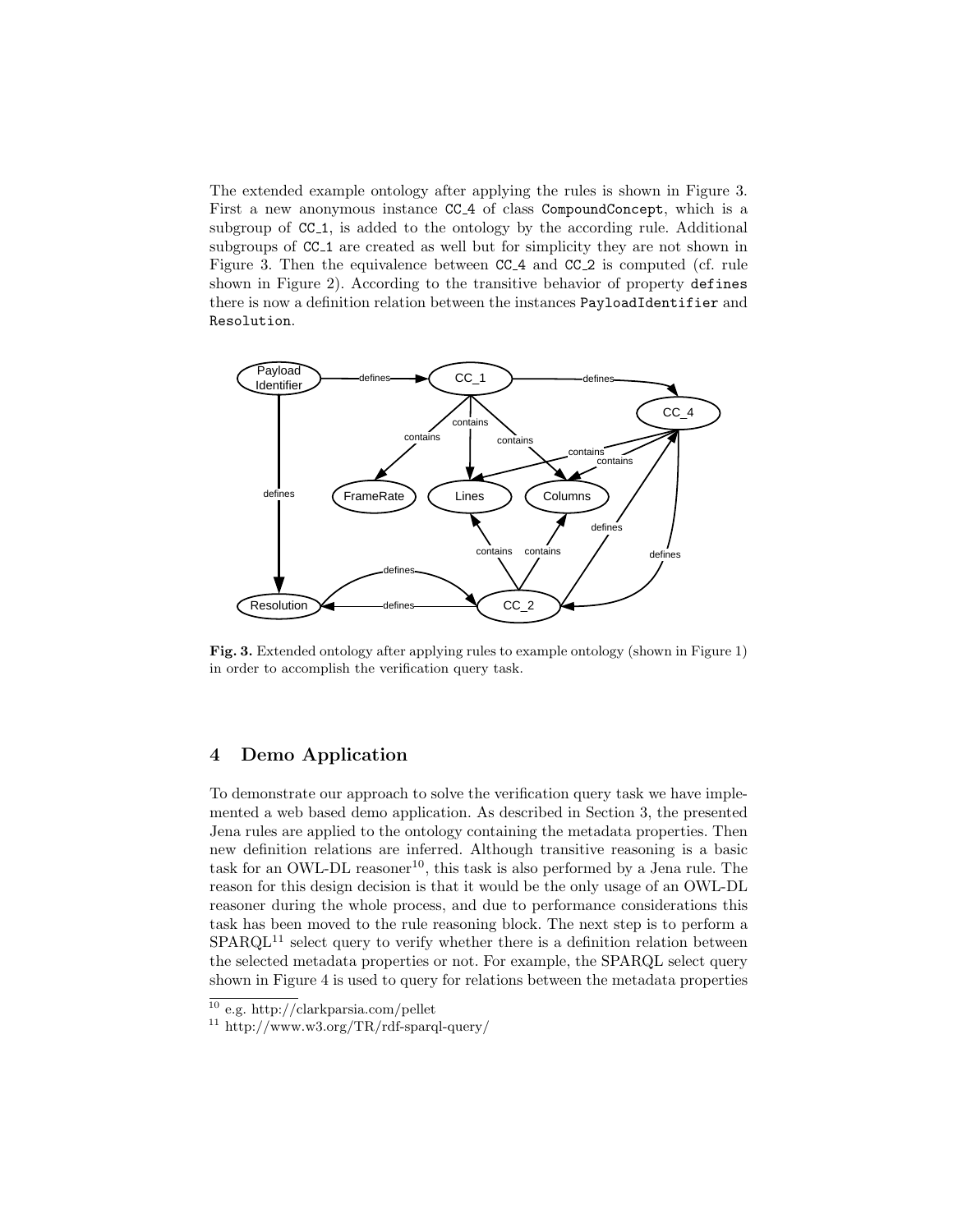The extended example ontology after applying the rules is shown in Figure 3. First a new anonymous instance `CC_4` of class `CompoundConcept`, which is a subgroup of `CC_1`, is added to the ontology by the according rule. Additional subgroups of `CC_1` are created as well but for simplicity they are not shown in Figure 3. Then the equivalence between `CC_4` and `CC_2` is computed (cf. rule shown in Figure 2). According to the transitive behavior of property `defines` there is now a definition relation between the instances `PayloadIdentifier` and `Resolution`.

**Fig. 3.** Extended ontology after applying rules to example ontology (shown in Figure 1) in order to accomplish the verification query task.

## 4 Demo Application

To demonstrate our approach to solve the verification query task we have implemented a web based demo application. As described in Section 3, the presented Jena rules are applied to the ontology containing the metadata properties. Then new definition relations are inferred. Although transitive reasoning is a basic task for an OWL-DL reasoner[10], this task is also performed by a Jena rule. The reason for this design decision is that it would be the only usage of an OWL-DL reasoner during the whole process, and due to performance considerations this task has been moved to the rule reasoning block. The next step is to perform a SPARQL[11] select query to verify whether there is a definition relation between the selected metadata properties or not. For example, the SPARQL select query shown in Figure 4 is used to query for relations between the metadata properties

[10] e.g. http://clarkparsia.com/pellet

[11] http://www.w3.org/TR/rdf-sparql-query/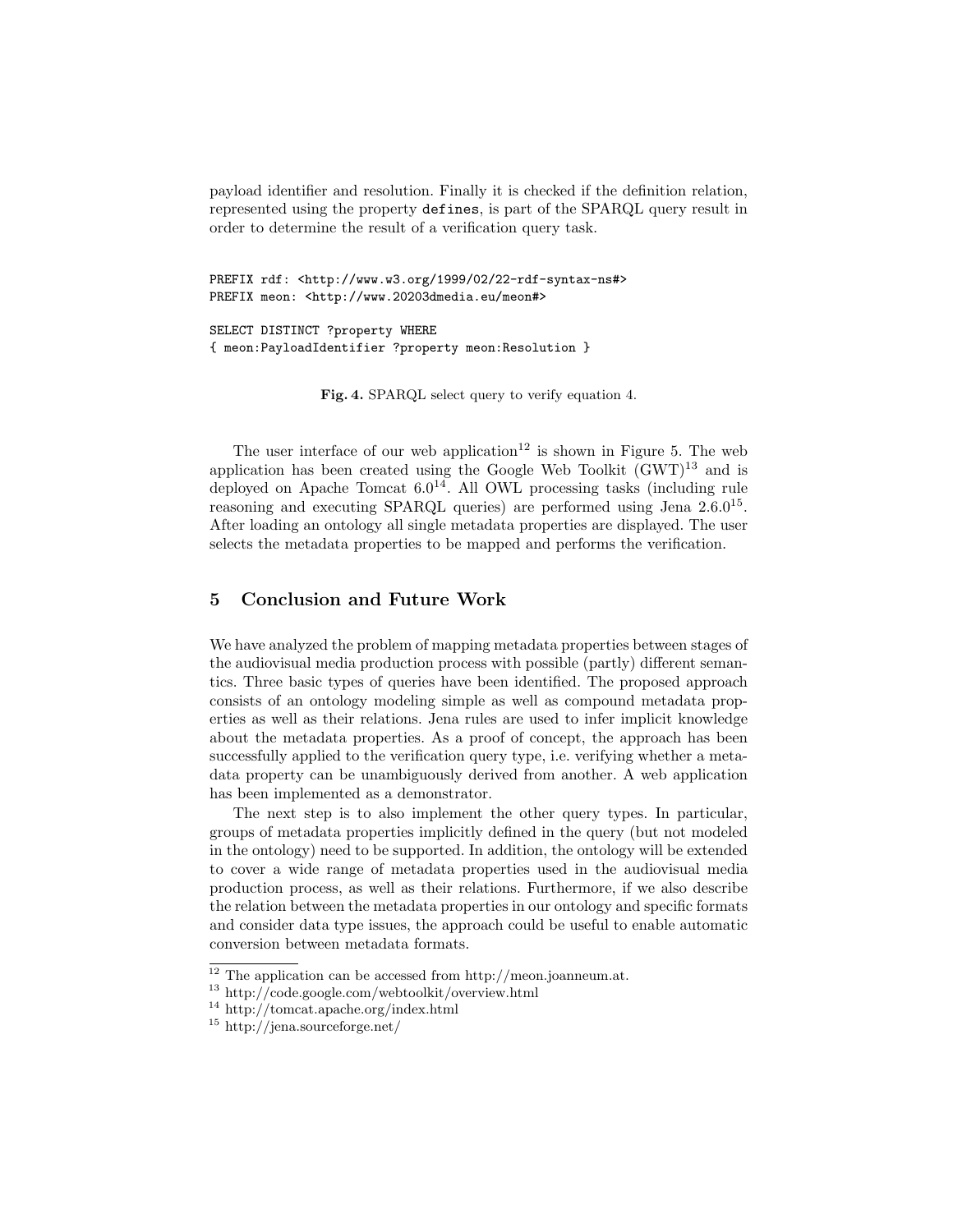payload identifier and resolution. Finally it is checked if the definition relation, represented using the property `defines`, is part of the SPARQL query result in order to determine the result of a verification query task.

```
PREFIX rdf: <http://www.w3.org/1999/02/22-rdf-syntax-ns#>
PREFIX meon: <http://www.20203dmedia.eu/meon#>

SELECT DISTINCT ?property WHERE
{ meon:PayloadIdentifier ?property meon:Resolution }
```

**Fig. 4.** SPARQL select query to verify equation 4.

The user interface of our web application[12] is shown in Figure 5. The web application has been created using the Google Web Toolkit (GWT)[13] and is deployed on Apache Tomcat 6.0[14]. All OWL processing tasks (including rule reasoning and executing SPARQL queries) are performed using Jena 2.6.0[15]. After loading an ontology all single metadata properties are displayed. The user selects the metadata properties to be mapped and performs the verification.

## 5 Conclusion and Future Work

We have analyzed the problem of mapping metadata properties between stages of the audiovisual media production process with possible (partly) different semantics. Three basic types of queries have been identified. The proposed approach consists of an ontology modeling simple as well as compound metadata properties as well as their relations. Jena rules are used to infer implicit knowledge about the metadata properties. As a proof of concept, the approach has been successfully applied to the verification query type, i.e. verifying whether a metadata property can be unambiguously derived from another. A web application has been implemented as a demonstrator.

The next step is to also implement the other query types. In particular, groups of metadata properties implicitly defined in the query (but not modeled in the ontology) need to be supported. In addition, the ontology will be extended to cover a wide range of metadata properties used in the audiovisual media production process, as well as their relations. Furthermore, if we also describe the relation between the metadata properties in our ontology and specific formats and consider data type issues, the approach could be useful to enable automatic conversion between metadata formats.

[12] The application can be accessed from http://meon.joanneum.at.

[13] http://code.google.com/webtoolkit/overview.html

[14] http://tomcat.apache.org/index.html

[15] http://jena.sourceforge.net/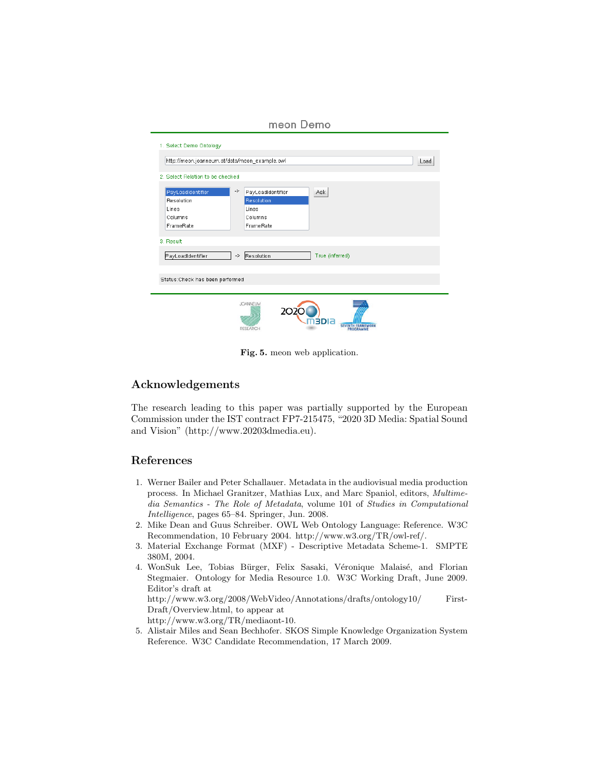Fig. 5. meon web application.

## Acknowledgements

The research leading to this paper was partially supported by the European Commission under the IST contract FP7-215475, "2020 3D Media: Spatial Sound and Vision" (http://www.20203dmedia.eu).

## References

1. Werner Bailer and Peter Schallauer. Metadata in the audiovisual media production process. In Michael Granitzer, Mathias Lux, and Marc Spaniol, editors, *Multimedia Semantics - The Role of Metadata*, volume 101 of *Studies in Computational Intelligence*, pages 65–84. Springer, Jun. 2008.
2. Mike Dean and Guus Schreiber. OWL Web Ontology Language: Reference. W3C Recommendation, 10 February 2004. http://www.w3.org/TR/owl-ref/.
3. Material Exchange Format (MXF) - Descriptive Metadata Scheme-1. SMPTE 380M, 2004.
4. WonSuk Lee, Tobias Bürger, Felix Sasaki, Véronique Malaisé, and Florian Stegmaier. Ontology for Media Resource 1.0. W3C Working Draft, June 2009. Editor's draft at http://www.w3.org/2008/WebVideo/Annotations/drafts/ontology10/ First-Draft/Overview.html, to appear at http://www.w3.org/TR/mediaont-10.
5. Alistair Miles and Sean Bechhofer. SKOS Simple Knowledge Organization System Reference. W3C Candidate Recommendation, 17 March 2009.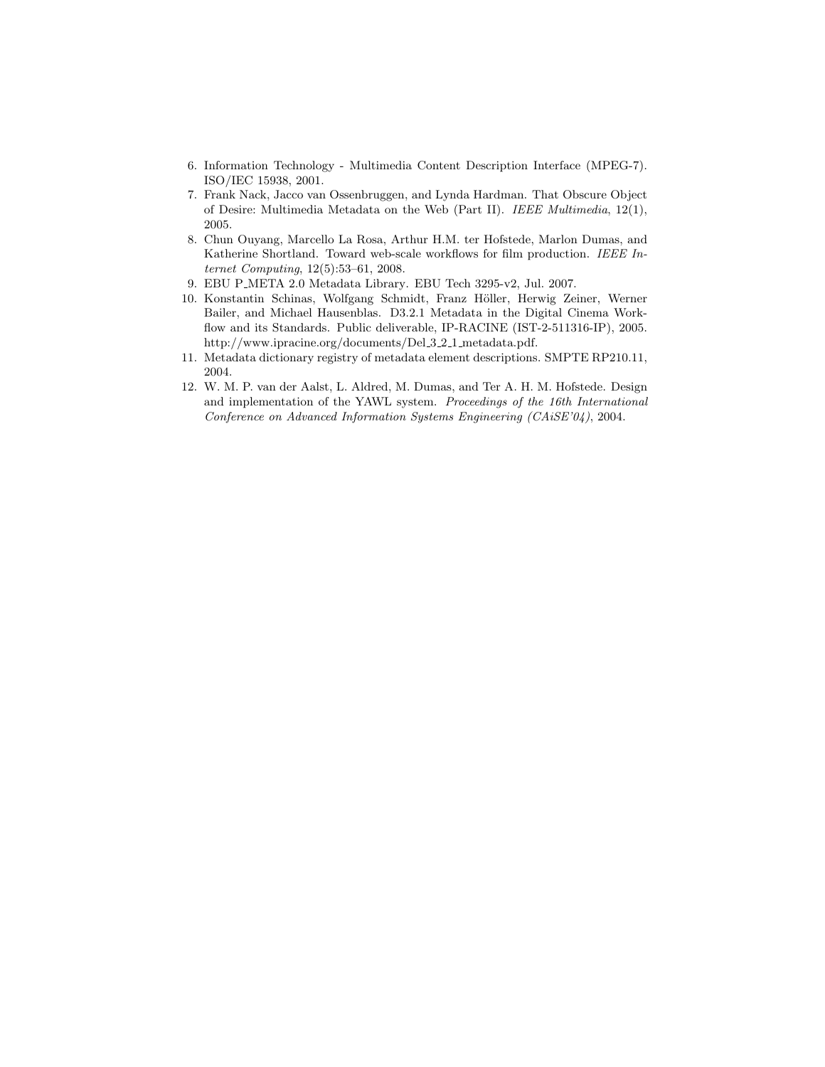6. Information Technology - Multimedia Content Description Interface (MPEG-7). ISO/IEC 15938, 2001.
7. Frank Nack, Jacco van Ossenbruggen, and Lynda Hardman. That Obscure Object of Desire: Multimedia Metadata on the Web (Part II). *IEEE Multimedia*, 12(1), 2005.
8. Chun Ouyang, Marcello La Rosa, Arthur H.M. ter Hofstede, Marlon Dumas, and Katherine Shortland. Toward web-scale workflows for film production. *IEEE Internet Computing*, 12(5):53–61, 2008.
9. EBU P_META 2.0 Metadata Library. EBU Tech 3295-v2, Jul. 2007.
10. Konstantin Schinas, Wolfgang Schmidt, Franz Höller, Herwig Zeiner, Werner Bailer, and Michael Hausenblas. D3.2.1 Metadata in the Digital Cinema Workflow and its Standards. Public deliverable, IP-RACINE (IST-2-511316-IP), 2005. http://www.ipracine.org/documents/Del_3_2_1_metadata.pdf.
11. Metadata dictionary registry of metadata element descriptions. SMPTE RP210.11, 2004.
12. W. M. P. van der Aalst, L. Aldred, M. Dumas, and Ter A. H. M. Hofstede. Design and implementation of the YAWL system. *Proceedings of the 16th International Conference on Advanced Information Systems Engineering (CAiSE'04)*, 2004.